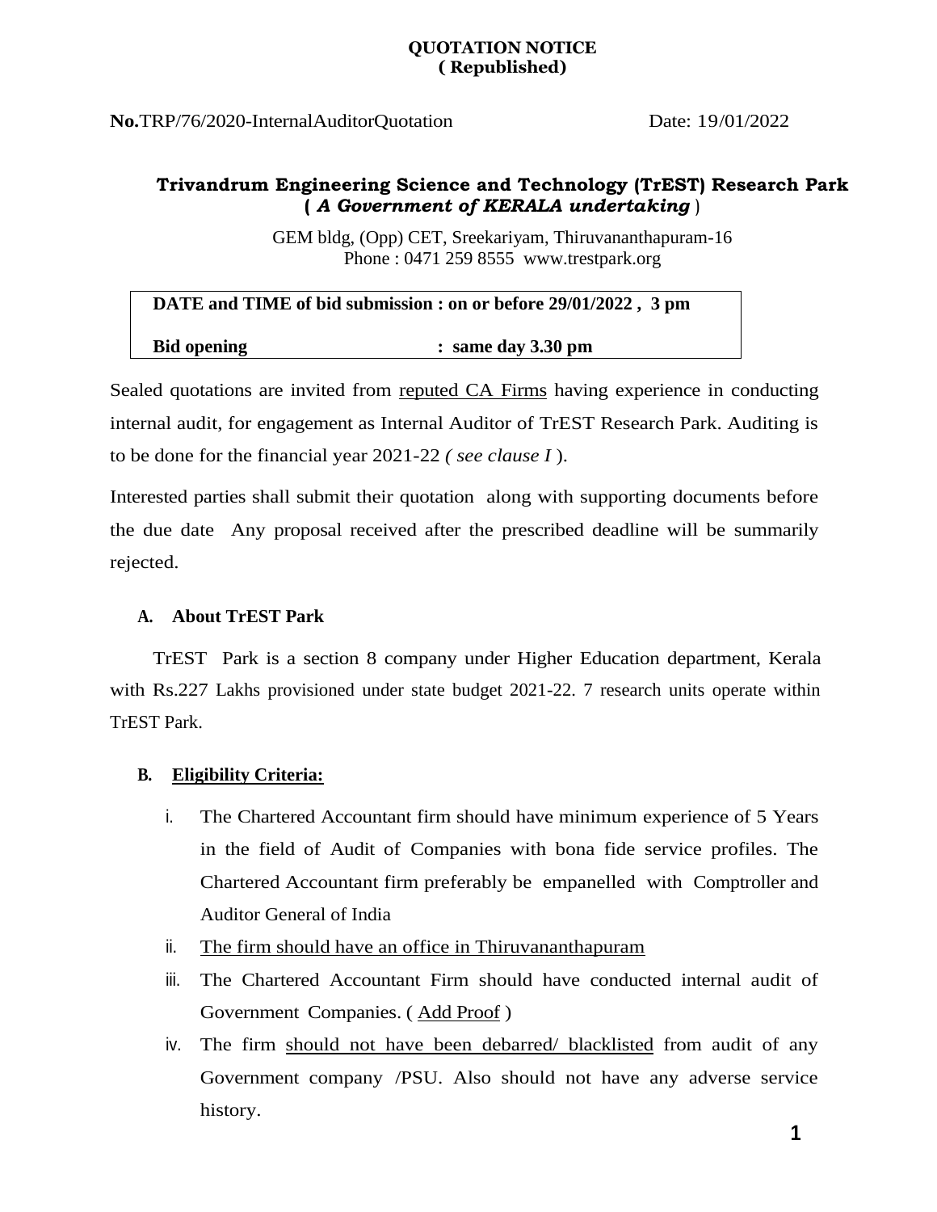**QUOTATION NOTICE**
**( Republished)**

**No.**TRP/76/2020-InternalAuditorQuotation Date: 19/01/2022

## Trivandrum Engineering Science and Technology (TrEST) Research Park
**( *A Government of KERALA undertaking* )**

GEM bldg, (Opp) CET, Sreekariyam, Thiruvananthapuram-16
Phone : 0471 259 8555 www.trestpark.org

| | |
|---|---|
| **DATE and TIME of bid submission** | **: on or before 29/01/2022 , 3 pm** |
| **Bid opening** | **: same day 3.30 pm** |

Sealed quotations are invited from reputed CA Firms having experience in conducting internal audit, for engagement as Internal Auditor of TrEST Research Park. Auditing is to be done for the financial year 2021-22 *( see clause I* ).

Interested parties shall submit their quotation along with supporting documents before the due date Any proposal received after the prescribed deadline will be summarily rejected.

### A. About TrEST Park

TrEST Park is a section 8 company under Higher Education department, Kerala with Rs.227 Lakhs provisioned under state budget 2021-22. 7 research units operate within TrEST Park.

### B. Eligibility Criteria:

i. The Chartered Accountant firm should have minimum experience of 5 Years in the field of Audit of Companies with bona fide service profiles. The Chartered Accountant firm preferably be empanelled with Comptroller and Auditor General of India

ii. The firm should have an office in Thiruvananthapuram

iii. The Chartered Accountant Firm should have conducted internal audit of Government Companies. ( Add Proof )

iv. The firm should not have been debarred/ blacklisted from audit of any Government company /PSU. Also should not have any adverse service history.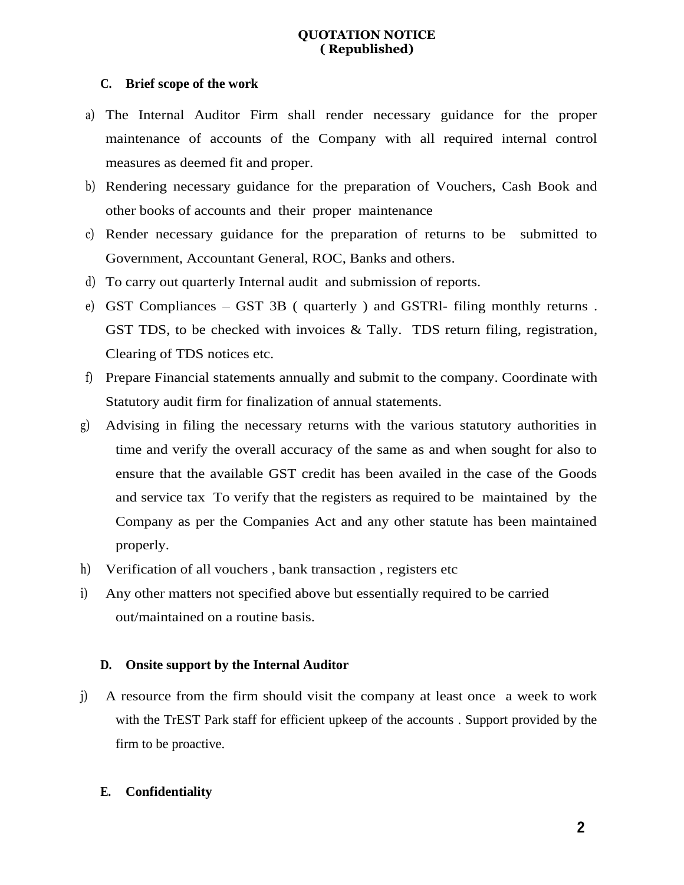**QUOTATION NOTICE**
**( Republished)**

**C. Brief scope of the work**

a) The Internal Auditor Firm shall render necessary guidance for the proper maintenance of accounts of the Company with all required internal control measures as deemed fit and proper.

b) Rendering necessary guidance for the preparation of Vouchers, Cash Book and other books of accounts and their proper maintenance

c) Render necessary guidance for the preparation of returns to be submitted to Government, Accountant General, ROC, Banks and others.

d) To carry out quarterly Internal audit and submission of reports.

e) GST Compliances – GST 3B ( quarterly ) and GSTRl- filing monthly returns . GST TDS, to be checked with invoices & Tally. TDS return filing, registration, Clearing of TDS notices etc.

f) Prepare Financial statements annually and submit to the company. Coordinate with Statutory audit firm for finalization of annual statements.

g) Advising in filing the necessary returns with the various statutory authorities in time and verify the overall accuracy of the same as and when sought for also to ensure that the available GST credit has been availed in the case of the Goods and service tax To verify that the registers as required to be maintained by the Company as per the Companies Act and any other statute has been maintained properly.

h) Verification of all vouchers , bank transaction , registers etc

i) Any other matters not specified above but essentially required to be carried out/maintained on a routine basis.

**D. Onsite support by the Internal Auditor**

j) A resource from the firm should visit the company at least once a week to work with the TrEST Park staff for efficient upkeep of the accounts . Support provided by the firm to be proactive.

**E. Confidentiality**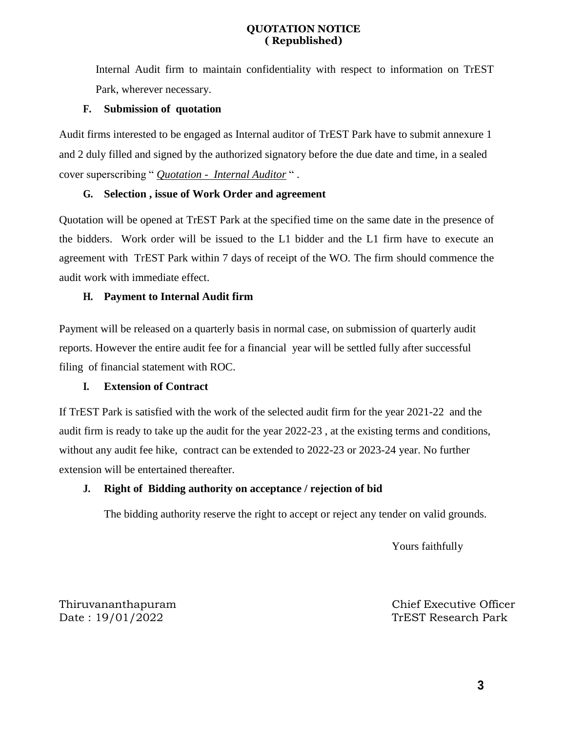**QUOTATION NOTICE**
**( Republished)**

Internal Audit firm to maintain confidentiality with respect to information on TrEST Park, wherever necessary.

### F. Submission of quotation

Audit firms interested to be engaged as Internal auditor of TrEST Park have to submit annexure 1 and 2 duly filled and signed by the authorized signatory before the due date and time, in a sealed cover superscribing " *Quotation - Internal Auditor* " .

### G. Selection , issue of Work Order and agreement

Quotation will be opened at TrEST Park at the specified time on the same date in the presence of the bidders. Work order will be issued to the L1 bidder and the L1 firm have to execute an agreement with TrEST Park within 7 days of receipt of the WO. The firm should commence the audit work with immediate effect.

### H. Payment to Internal Audit firm

Payment will be released on a quarterly basis in normal case, on submission of quarterly audit reports. However the entire audit fee for a financial year will be settled fully after successful filing of financial statement with ROC.

### I. Extension of Contract

If TrEST Park is satisfied with the work of the selected audit firm for the year 2021-22 and the audit firm is ready to take up the audit for the year 2022-23 , at the existing terms and conditions, without any audit fee hike, contract can be extended to 2022-23 or 2023-24 year. No further extension will be entertained thereafter.

### J. Right of Bidding authority on acceptance / rejection of bid

The bidding authority reserve the right to accept or reject any tender on valid grounds.

Yours faithfully

Thiruvananthapuram
Date : 19/01/2022

Chief Executive Officer
TrEST Research Park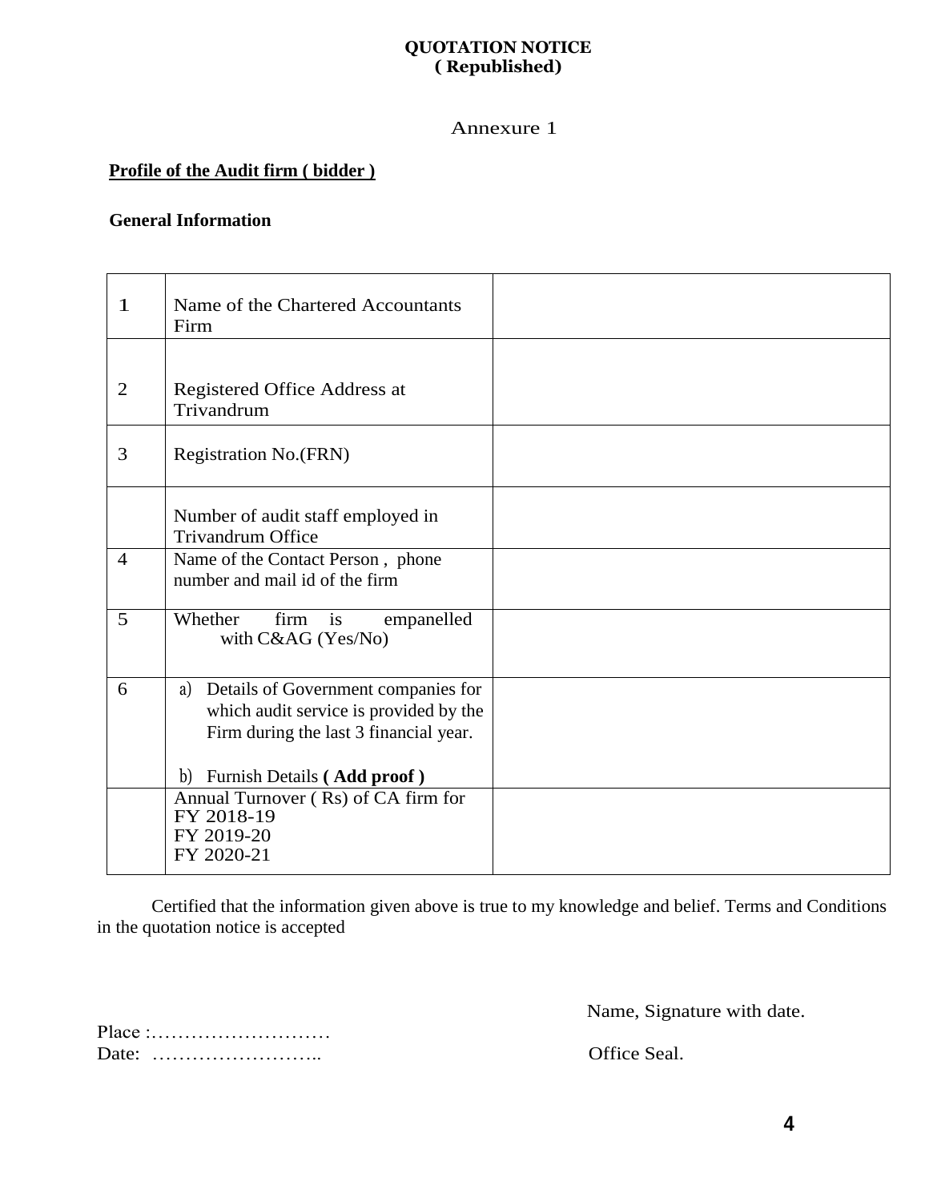**QUOTATION NOTICE**
**( Republished)**

Annexure 1

**<u>Profile of the Audit firm ( bidder )</u>**

**General Information**

| | | |
|---|---|---|
| 1 | Name of the Chartered Accountants Firm | |
| 2 | Registered Office Address at Trivandrum | |
| 3 | Registration No.(FRN) | |
| | Number of audit staff employed in Trivandrum Office | |
| 4 | Name of the Contact Person , phone number and mail id of the firm | |
| 5 | Whether firm is empanelled with C&AG (Yes/No) | |
| 6 | a) Details of Government companies for which audit service is provided by the Firm during the last 3 financial year.<br><br>b) Furnish Details **( Add proof )** | |
| | Annual Turnover ( Rs) of CA firm for<br>FY 2018-19<br>FY 2019-20<br>FY 2020-21 | |

Certified that the information given above is true to my knowledge and belief. Terms and Conditions in the quotation notice is accepted

Name, Signature with date.

Place :………………………

Date: ……………………..

Office Seal.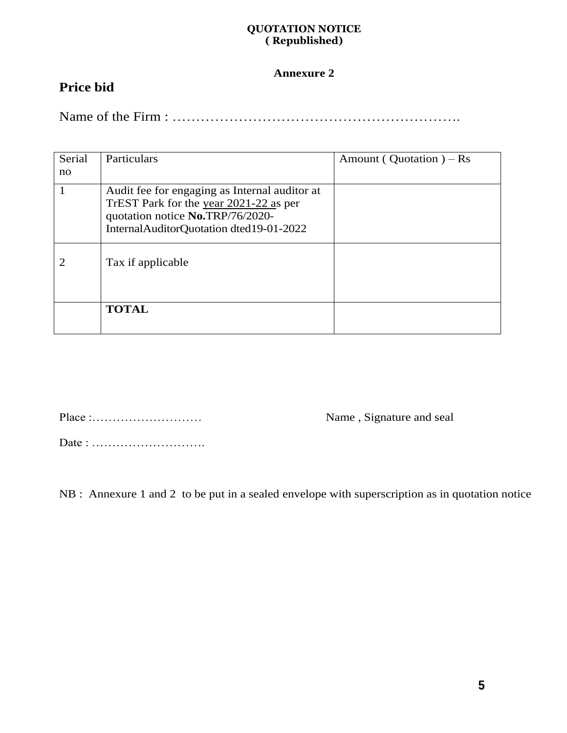**QUOTATION NOTICE**
**( Republished)**

**Annexure 2**

## Price bid

Name of the Firm : …………………………………………………….

| Serial no | Particulars | Amount ( Quotation ) – Rs |
|---|---|---|
| 1 | Audit fee for engaging as Internal auditor at TrEST Park for the year 2021-22 as per quotation notice **No.**TRP/76/2020-InternalAuditorQuotation dted19-01-2022 | |
| 2 | Tax if applicable | |
| | **TOTAL** | |

Place :………………………

Date : ……………………….

Name , Signature and seal

NB : Annexure 1 and 2 to be put in a sealed envelope with superscription as in quotation notice